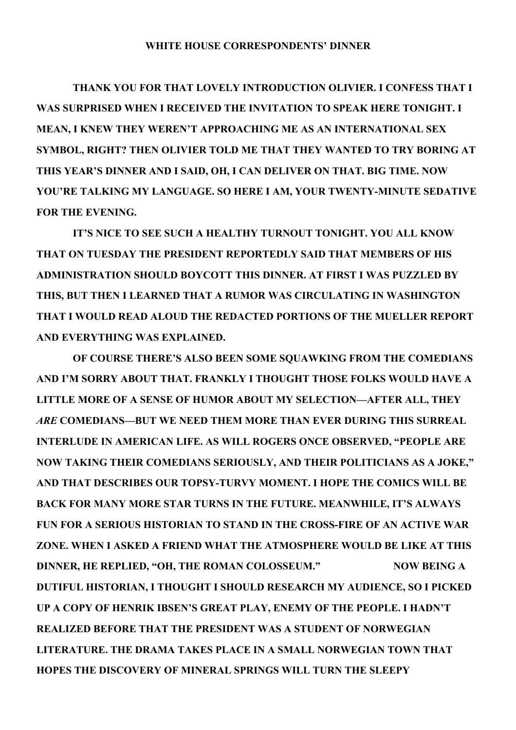# WHITE HOUSE CORRESPONDENTS' DINNER

**THANK YOU FOR THAT LOVELY INTRODUCTION OLIVIER. I CONFESS THAT I WAS SURPRISED WHEN I RECEIVED THE INVITATION TO SPEAK HERE TONIGHT. I MEAN, I KNEW THEY WEREN'T APPROACHING ME AS AN INTERNATIONAL SEX SYMBOL, RIGHT? THEN OLIVIER TOLD ME THAT THEY WANTED TO TRY BORING AT THIS YEAR'S DINNER AND I SAID, OH, I CAN DELIVER ON THAT. BIG TIME. NOW YOU'RE TALKING MY LANGUAGE. SO HERE I AM, YOUR TWENTY-MINUTE SEDATIVE FOR THE EVENING.**

**IT'S NICE TO SEE SUCH A HEALTHY TURNOUT TONIGHT. YOU ALL KNOW THAT ON TUESDAY THE PRESIDENT REPORTEDLY SAID THAT MEMBERS OF HIS ADMINISTRATION SHOULD BOYCOTT THIS DINNER. AT FIRST I WAS PUZZLED BY THIS, BUT THEN I LEARNED THAT A RUMOR WAS CIRCULATING IN WASHINGTON THAT I WOULD READ ALOUD THE REDACTED PORTIONS OF THE MUELLER REPORT AND EVERYTHING WAS EXPLAINED.**

**OF COURSE THERE'S ALSO BEEN SOME SQUAWKING FROM THE COMEDIANS AND I'M SORRY ABOUT THAT. FRANKLY I THOUGHT THOSE FOLKS WOULD HAVE A LITTLE MORE OF A SENSE OF HUMOR ABOUT MY SELECTION—AFTER ALL, THEY *ARE* COMEDIANS—BUT WE NEED THEM MORE THAN EVER DURING THIS SURREAL INTERLUDE IN AMERICAN LIFE. AS WILL ROGERS ONCE OBSERVED, "PEOPLE ARE NOW TAKING THEIR COMEDIANS SERIOUSLY, AND THEIR POLITICIANS AS A JOKE," AND THAT DESCRIBES OUR TOPSY-TURVY MOMENT. I HOPE THE COMICS WILL BE BACK FOR MANY MORE STAR TURNS IN THE FUTURE. MEANWHILE, IT'S ALWAYS FUN FOR A SERIOUS HISTORIAN TO STAND IN THE CROSS-FIRE OF AN ACTIVE WAR ZONE. WHEN I ASKED A FRIEND WHAT THE ATMOSPHERE WOULD BE LIKE AT THIS DINNER, HE REPLIED, "OH, THE ROMAN COLOSSEUM." NOW BEING A DUTIFUL HISTORIAN, I THOUGHT I SHOULD RESEARCH MY AUDIENCE, SO I PICKED UP A COPY OF HENRIK IBSEN'S GREAT PLAY, ENEMY OF THE PEOPLE. I HADN'T REALIZED BEFORE THAT THE PRESIDENT WAS A STUDENT OF NORWEGIAN LITERATURE. THE DRAMA TAKES PLACE IN A SMALL NORWEGIAN TOWN THAT HOPES THE DISCOVERY OF MINERAL SPRINGS WILL TURN THE SLEEPY**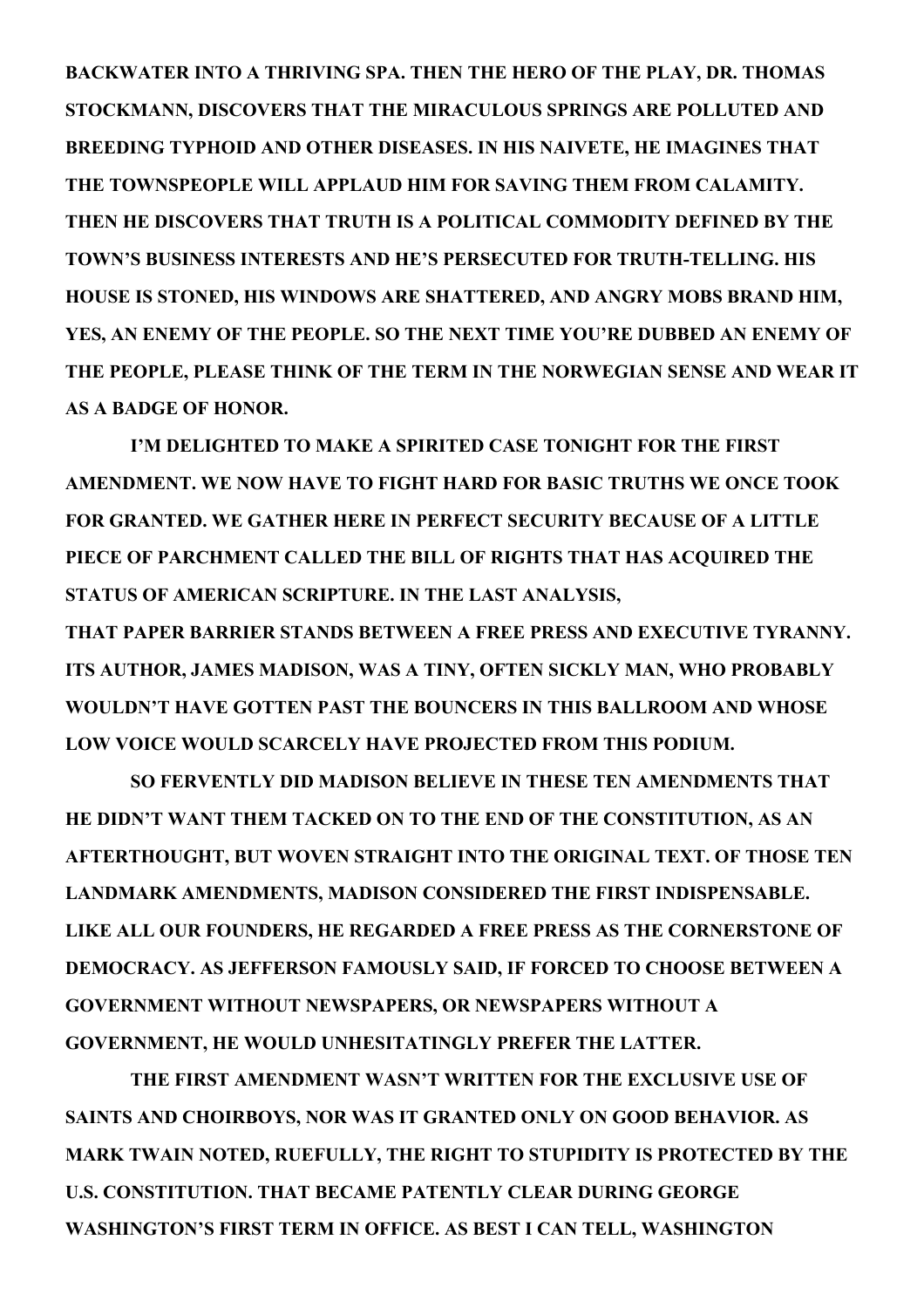**BACKWATER INTO A THRIVING SPA. THEN THE HERO OF THE PLAY, DR. THOMAS STOCKMANN, DISCOVERS THAT THE MIRACULOUS SPRINGS ARE POLLUTED AND BREEDING TYPHOID AND OTHER DISEASES. IN HIS NAIVETE, HE IMAGINES THAT THE TOWNSPEOPLE WILL APPLAUD HIM FOR SAVING THEM FROM CALAMITY. THEN HE DISCOVERS THAT TRUTH IS A POLITICAL COMMODITY DEFINED BY THE TOWN'S BUSINESS INTERESTS AND HE'S PERSECUTED FOR TRUTH-TELLING. HIS HOUSE IS STONED, HIS WINDOWS ARE SHATTERED, AND ANGRY MOBS BRAND HIM, YES, AN ENEMY OF THE PEOPLE. SO THE NEXT TIME YOU'RE DUBBED AN ENEMY OF THE PEOPLE, PLEASE THINK OF THE TERM IN THE NORWEGIAN SENSE AND WEAR IT AS A BADGE OF HONOR.**

**I'M DELIGHTED TO MAKE A SPIRITED CASE TONIGHT FOR THE FIRST AMENDMENT. WE NOW HAVE TO FIGHT HARD FOR BASIC TRUTHS WE ONCE TOOK FOR GRANTED. WE GATHER HERE IN PERFECT SECURITY BECAUSE OF A LITTLE PIECE OF PARCHMENT CALLED THE BILL OF RIGHTS THAT HAS ACQUIRED THE STATUS OF AMERICAN SCRIPTURE. IN THE LAST ANALYSIS,
THAT PAPER BARRIER STANDS BETWEEN A FREE PRESS AND EXECUTIVE TYRANNY. ITS AUTHOR, JAMES MADISON, WAS A TINY, OFTEN SICKLY MAN, WHO PROBABLY WOULDN'T HAVE GOTTEN PAST THE BOUNCERS IN THIS BALLROOM AND WHOSE LOW VOICE WOULD SCARCELY HAVE PROJECTED FROM THIS PODIUM.**

**SO FERVENTLY DID MADISON BELIEVE IN THESE TEN AMENDMENTS THAT HE DIDN'T WANT THEM TACKED ON TO THE END OF THE CONSTITUTION, AS AN AFTERTHOUGHT, BUT WOVEN STRAIGHT INTO THE ORIGINAL TEXT. OF THOSE TEN LANDMARK AMENDMENTS, MADISON CONSIDERED THE FIRST INDISPENSABLE. LIKE ALL OUR FOUNDERS, HE REGARDED A FREE PRESS AS THE CORNERSTONE OF DEMOCRACY. AS JEFFERSON FAMOUSLY SAID, IF FORCED TO CHOOSE BETWEEN A GOVERNMENT WITHOUT NEWSPAPERS, OR NEWSPAPERS WITHOUT A GOVERNMENT, HE WOULD UNHESITATINGLY PREFER THE LATTER.**

**THE FIRST AMENDMENT WASN'T WRITTEN FOR THE EXCLUSIVE USE OF SAINTS AND CHOIRBOYS, NOR WAS IT GRANTED ONLY ON GOOD BEHAVIOR. AS MARK TWAIN NOTED, RUEFULLY, THE RIGHT TO STUPIDITY IS PROTECTED BY THE U.S. CONSTITUTION. THAT BECAME PATENTLY CLEAR DURING GEORGE WASHINGTON'S FIRST TERM IN OFFICE. AS BEST I CAN TELL, WASHINGTON**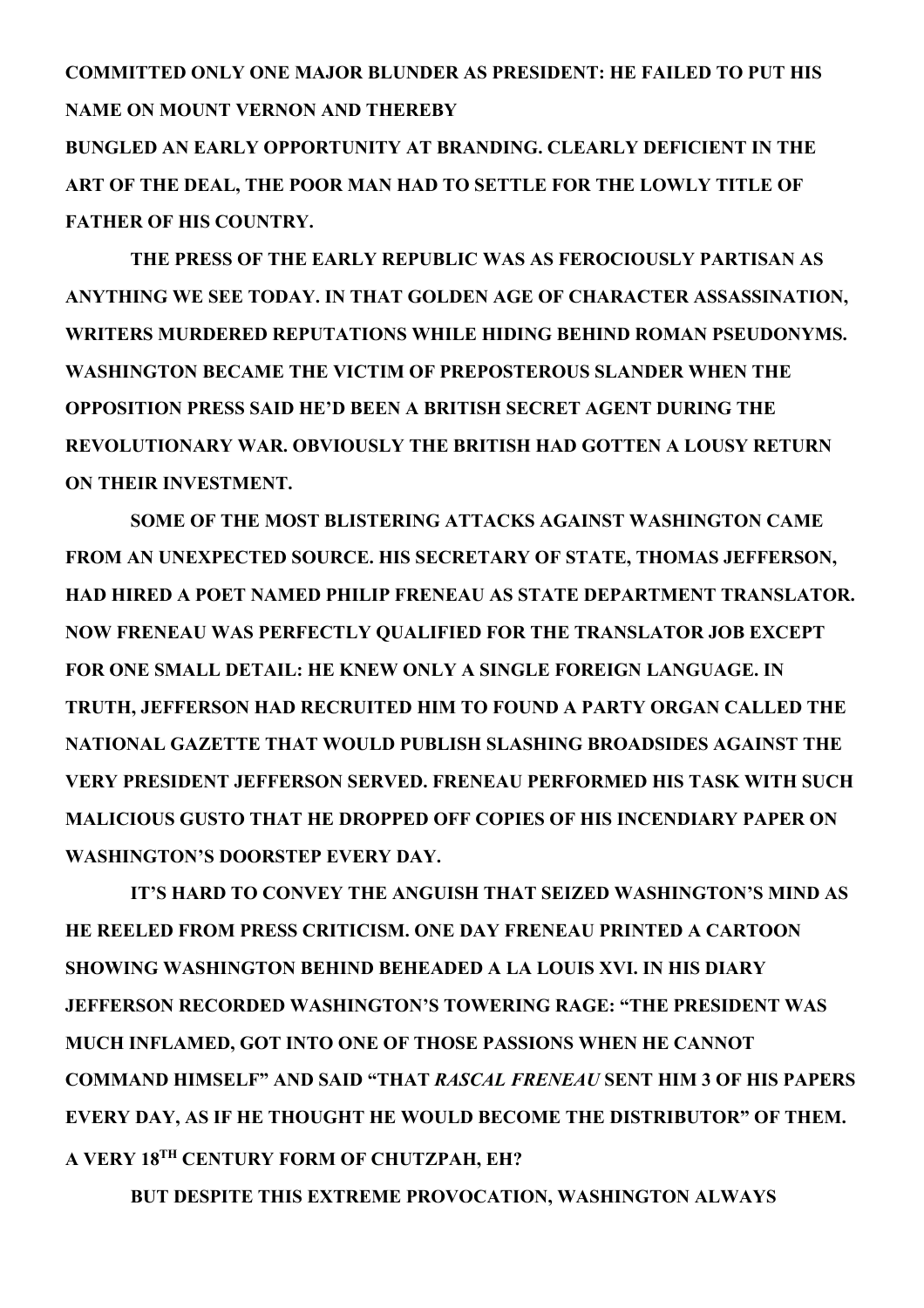**COMMITTED ONLY ONE MAJOR BLUNDER AS PRESIDENT: HE FAILED TO PUT HIS NAME ON MOUNT VERNON AND THEREBY BUNGLED AN EARLY OPPORTUNITY AT BRANDING. CLEARLY DEFICIENT IN THE ART OF THE DEAL, THE POOR MAN HAD TO SETTLE FOR THE LOWLY TITLE OF FATHER OF HIS COUNTRY.**

**THE PRESS OF THE EARLY REPUBLIC WAS AS FEROCIOUSLY PARTISAN AS ANYTHING WE SEE TODAY. IN THAT GOLDEN AGE OF CHARACTER ASSASSINATION, WRITERS MURDERED REPUTATIONS WHILE HIDING BEHIND ROMAN PSEUDONYMS. WASHINGTON BECAME THE VICTIM OF PREPOSTEROUS SLANDER WHEN THE OPPOSITION PRESS SAID HE'D BEEN A BRITISH SECRET AGENT DURING THE REVOLUTIONARY WAR. OBVIOUSLY THE BRITISH HAD GOTTEN A LOUSY RETURN ON THEIR INVESTMENT.**

**SOME OF THE MOST BLISTERING ATTACKS AGAINST WASHINGTON CAME FROM AN UNEXPECTED SOURCE. HIS SECRETARY OF STATE, THOMAS JEFFERSON, HAD HIRED A POET NAMED PHILIP FRENEAU AS STATE DEPARTMENT TRANSLATOR. NOW FRENEAU WAS PERFECTLY QUALIFIED FOR THE TRANSLATOR JOB EXCEPT FOR ONE SMALL DETAIL: HE KNEW ONLY A SINGLE FOREIGN LANGUAGE. IN TRUTH, JEFFERSON HAD RECRUITED HIM TO FOUND A PARTY ORGAN CALLED THE NATIONAL GAZETTE THAT WOULD PUBLISH SLASHING BROADSIDES AGAINST THE VERY PRESIDENT JEFFERSON SERVED. FRENEAU PERFORMED HIS TASK WITH SUCH MALICIOUS GUSTO THAT HE DROPPED OFF COPIES OF HIS INCENDIARY PAPER ON WASHINGTON'S DOORSTEP EVERY DAY.**

**IT'S HARD TO CONVEY THE ANGUISH THAT SEIZED WASHINGTON'S MIND AS HE REELED FROM PRESS CRITICISM. ONE DAY FRENEAU PRINTED A CARTOON SHOWING WASHINGTON BEHIND BEHEADED A LA LOUIS XVI. IN HIS DIARY JEFFERSON RECORDED WASHINGTON'S TOWERING RAGE: "THE PRESIDENT WAS MUCH INFLAMED, GOT INTO ONE OF THOSE PASSIONS WHEN HE CANNOT COMMAND HIMSELF" AND SAID "THAT *RASCAL FRENEAU* SENT HIM 3 OF HIS PAPERS EVERY DAY, AS IF HE THOUGHT HE WOULD BECOME THE DISTRIBUTOR" OF THEM. A VERY 18TH CENTURY FORM OF CHUTZPAH, EH?**

**BUT DESPITE THIS EXTREME PROVOCATION, WASHINGTON ALWAYS**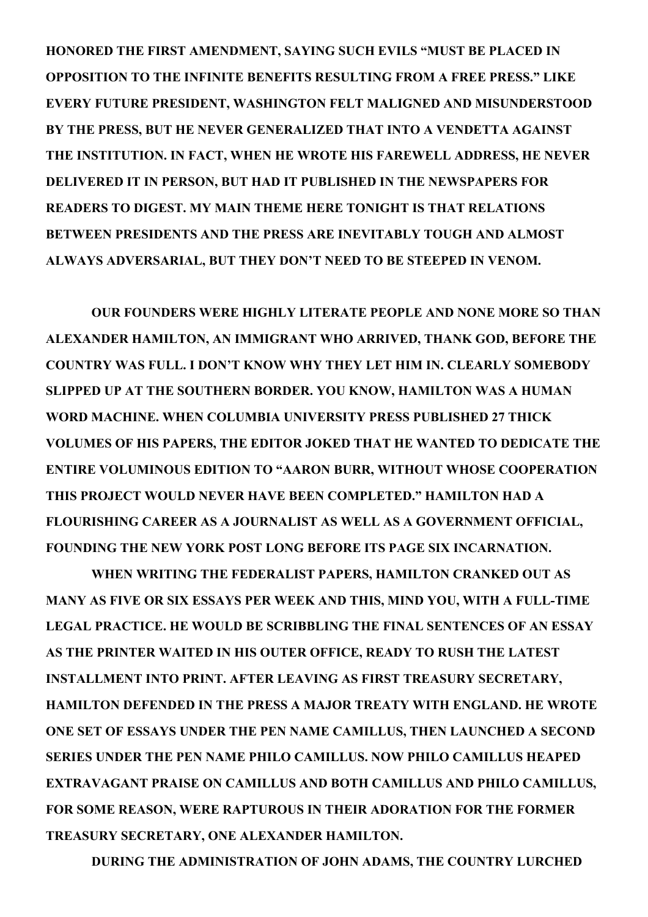**HONORED THE FIRST AMENDMENT, SAYING SUCH EVILS "MUST BE PLACED IN OPPOSITION TO THE INFINITE BENEFITS RESULTING FROM A FREE PRESS." LIKE EVERY FUTURE PRESIDENT, WASHINGTON FELT MALIGNED AND MISUNDERSTOOD BY THE PRESS, BUT HE NEVER GENERALIZED THAT INTO A VENDETTA AGAINST THE INSTITUTION. IN FACT, WHEN HE WROTE HIS FAREWELL ADDRESS, HE NEVER DELIVERED IT IN PERSON, BUT HAD IT PUBLISHED IN THE NEWSPAPERS FOR READERS TO DIGEST. MY MAIN THEME HERE TONIGHT IS THAT RELATIONS BETWEEN PRESIDENTS AND THE PRESS ARE INEVITABLY TOUGH AND ALMOST ALWAYS ADVERSARIAL, BUT THEY DON'T NEED TO BE STEEPED IN VENOM.**

**OUR FOUNDERS WERE HIGHLY LITERATE PEOPLE AND NONE MORE SO THAN ALEXANDER HAMILTON, AN IMMIGRANT WHO ARRIVED, THANK GOD, BEFORE THE COUNTRY WAS FULL. I DON'T KNOW WHY THEY LET HIM IN. CLEARLY SOMEBODY SLIPPED UP AT THE SOUTHERN BORDER. YOU KNOW, HAMILTON WAS A HUMAN WORD MACHINE. WHEN COLUMBIA UNIVERSITY PRESS PUBLISHED 27 THICK VOLUMES OF HIS PAPERS, THE EDITOR JOKED THAT HE WANTED TO DEDICATE THE ENTIRE VOLUMINOUS EDITION TO "AARON BURR, WITHOUT WHOSE COOPERATION THIS PROJECT WOULD NEVER HAVE BEEN COMPLETED." HAMILTON HAD A FLOURISHING CAREER AS A JOURNALIST AS WELL AS A GOVERNMENT OFFICIAL, FOUNDING THE NEW YORK POST LONG BEFORE ITS PAGE SIX INCARNATION.**

**WHEN WRITING THE FEDERALIST PAPERS, HAMILTON CRANKED OUT AS MANY AS FIVE OR SIX ESSAYS PER WEEK AND THIS, MIND YOU, WITH A FULL-TIME LEGAL PRACTICE. HE WOULD BE SCRIBBLING THE FINAL SENTENCES OF AN ESSAY AS THE PRINTER WAITED IN HIS OUTER OFFICE, READY TO RUSH THE LATEST INSTALLMENT INTO PRINT. AFTER LEAVING AS FIRST TREASURY SECRETARY, HAMILTON DEFENDED IN THE PRESS A MAJOR TREATY WITH ENGLAND. HE WROTE ONE SET OF ESSAYS UNDER THE PEN NAME CAMILLUS, THEN LAUNCHED A SECOND SERIES UNDER THE PEN NAME PHILO CAMILLUS. NOW PHILO CAMILLUS HEAPED EXTRAVAGANT PRAISE ON CAMILLUS AND BOTH CAMILLUS AND PHILO CAMILLUS, FOR SOME REASON, WERE RAPTUROUS IN THEIR ADORATION FOR THE FORMER TREASURY SECRETARY, ONE ALEXANDER HAMILTON.**

**DURING THE ADMINISTRATION OF JOHN ADAMS, THE COUNTRY LURCHED**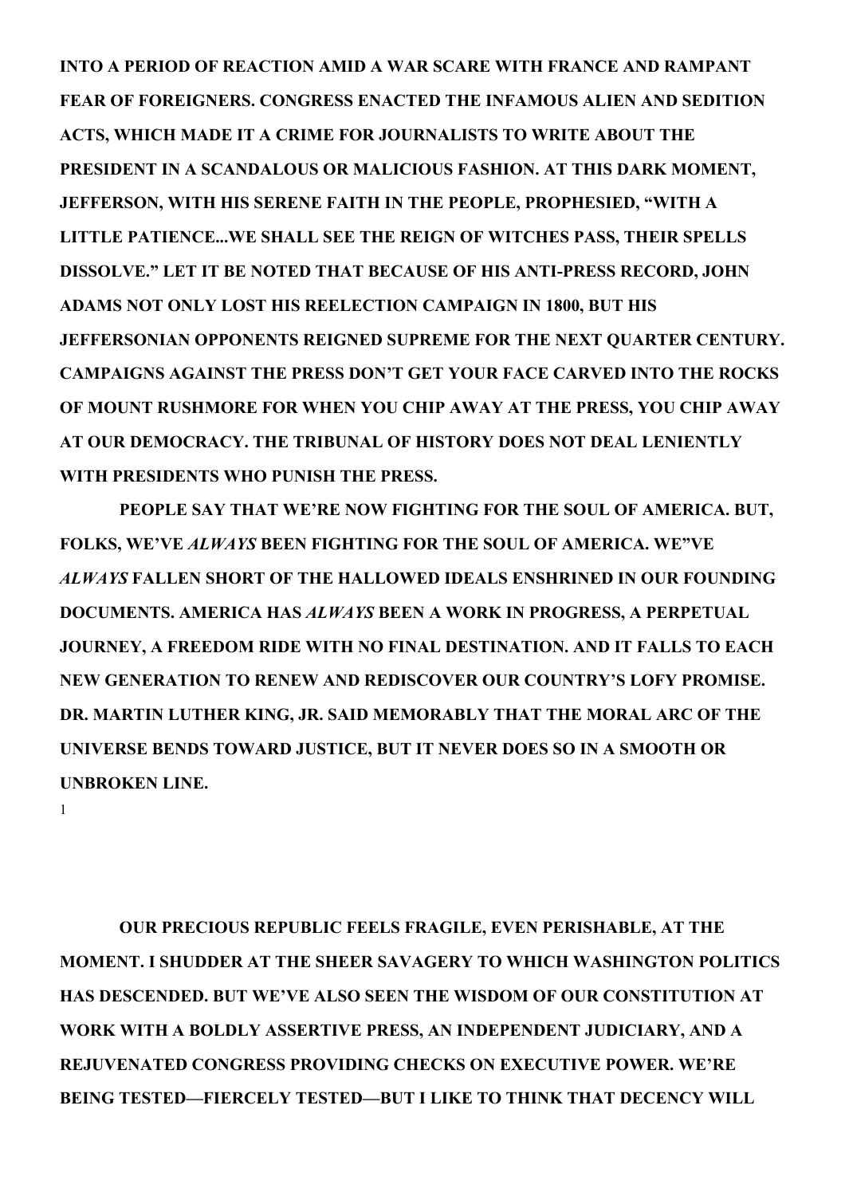**INTO A PERIOD OF REACTION AMID A WAR SCARE WITH FRANCE AND RAMPANT FEAR OF FOREIGNERS. CONGRESS ENACTED THE INFAMOUS ALIEN AND SEDITION ACTS, WHICH MADE IT A CRIME FOR JOURNALISTS TO WRITE ABOUT THE PRESIDENT IN A SCANDALOUS OR MALICIOUS FASHION. AT THIS DARK MOMENT, JEFFERSON, WITH HIS SERENE FAITH IN THE PEOPLE, PROPHESIED, "WITH A LITTLE PATIENCE...WE SHALL SEE THE REIGN OF WITCHES PASS, THEIR SPELLS DISSOLVE." LET IT BE NOTED THAT BECAUSE OF HIS ANTI-PRESS RECORD, JOHN ADAMS NOT ONLY LOST HIS REELECTION CAMPAIGN IN 1800, BUT HIS JEFFERSONIAN OPPONENTS REIGNED SUPREME FOR THE NEXT QUARTER CENTURY. CAMPAIGNS AGAINST THE PRESS DON'T GET YOUR FACE CARVED INTO THE ROCKS OF MOUNT RUSHMORE FOR WHEN YOU CHIP AWAY AT THE PRESS, YOU CHIP AWAY AT OUR DEMOCRACY. THE TRIBUNAL OF HISTORY DOES NOT DEAL LENIENTLY WITH PRESIDENTS WHO PUNISH THE PRESS.**

**PEOPLE SAY THAT WE'RE NOW FIGHTING FOR THE SOUL OF AMERICA. BUT, FOLKS, WE'VE *ALWAYS* BEEN FIGHTING FOR THE SOUL OF AMERICA. WE"VE *ALWAYS* FALLEN SHORT OF THE HALLOWED IDEALS ENSHRINED IN OUR FOUNDING DOCUMENTS. AMERICA HAS *ALWAYS* BEEN A WORK IN PROGRESS, A PERPETUAL JOURNEY, A FREEDOM RIDE WITH NO FINAL DESTINATION. AND IT FALLS TO EACH NEW GENERATION TO RENEW AND REDISCOVER OUR COUNTRY'S LOFY PROMISE. DR. MARTIN LUTHER KING, JR. SAID MEMORABLY THAT THE MORAL ARC OF THE UNIVERSE BENDS TOWARD JUSTICE, BUT IT NEVER DOES SO IN A SMOOTH OR UNBROKEN LINE.**

**OUR PRECIOUS REPUBLIC FEELS FRAGILE, EVEN PERISHABLE, AT THE MOMENT. I SHUDDER AT THE SHEER SAVAGERY TO WHICH WASHINGTON POLITICS HAS DESCENDED. BUT WE'VE ALSO SEEN THE WISDOM OF OUR CONSTITUTION AT WORK WITH A BOLDLY ASSERTIVE PRESS, AN INDEPENDENT JUDICIARY, AND A REJUVENATED CONGRESS PROVIDING CHECKS ON EXECUTIVE POWER. WE'RE BEING TESTED—FIERCELY TESTED—BUT I LIKE TO THINK THAT DECENCY WILL**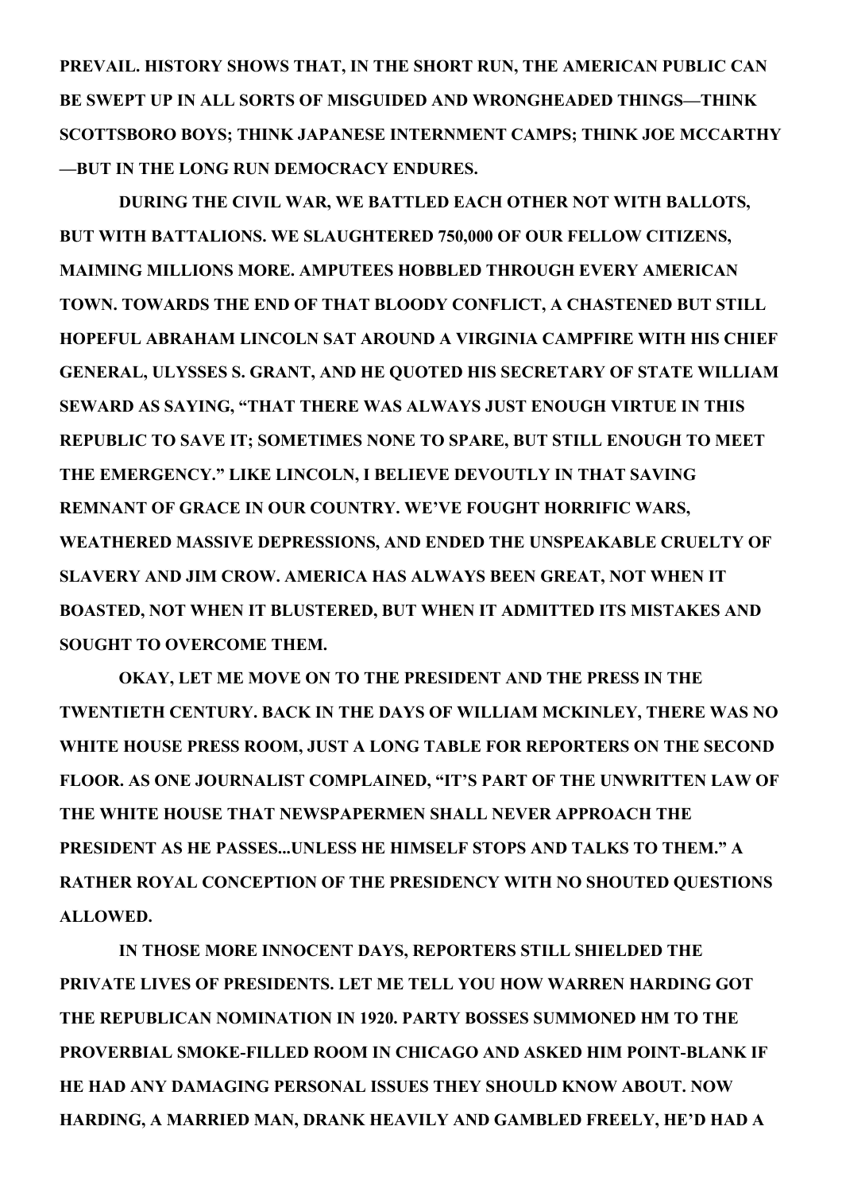PREVAIL. HISTORY SHOWS THAT, IN THE SHORT RUN, THE AMERICAN PUBLIC CAN BE SWEPT UP IN ALL SORTS OF MISGUIDED AND WRONGHEADED THINGS—THINK SCOTTSBORO BOYS; THINK JAPANESE INTERNMENT CAMPS; THINK JOE MCCARTHY —BUT IN THE LONG RUN DEMOCRACY ENDURES.

DURING THE CIVIL WAR, WE BATTLED EACH OTHER NOT WITH BALLOTS, BUT WITH BATTALIONS. WE SLAUGHTERED 750,000 OF OUR FELLOW CITIZENS, MAIMING MILLIONS MORE. AMPUTEES HOBBLED THROUGH EVERY AMERICAN TOWN. TOWARDS THE END OF THAT BLOODY CONFLICT, A CHASTENED BUT STILL HOPEFUL ABRAHAM LINCOLN SAT AROUND A VIRGINIA CAMPFIRE WITH HIS CHIEF GENERAL, ULYSSES S. GRANT, AND HE QUOTED HIS SECRETARY OF STATE WILLIAM SEWARD AS SAYING, "THAT THERE WAS ALWAYS JUST ENOUGH VIRTUE IN THIS REPUBLIC TO SAVE IT; SOMETIMES NONE TO SPARE, BUT STILL ENOUGH TO MEET THE EMERGENCY." LIKE LINCOLN, I BELIEVE DEVOUTLY IN THAT SAVING REMNANT OF GRACE IN OUR COUNTRY. WE'VE FOUGHT HORRIFIC WARS, WEATHERED MASSIVE DEPRESSIONS, AND ENDED THE UNSPEAKABLE CRUELTY OF SLAVERY AND JIM CROW. AMERICA HAS ALWAYS BEEN GREAT, NOT WHEN IT BOASTED, NOT WHEN IT BLUSTERED, BUT WHEN IT ADMITTED ITS MISTAKES AND SOUGHT TO OVERCOME THEM.

OKAY, LET ME MOVE ON TO THE PRESIDENT AND THE PRESS IN THE TWENTIETH CENTURY. BACK IN THE DAYS OF WILLIAM MCKINLEY, THERE WAS NO WHITE HOUSE PRESS ROOM, JUST A LONG TABLE FOR REPORTERS ON THE SECOND FLOOR. AS ONE JOURNALIST COMPLAINED, "IT'S PART OF THE UNWRITTEN LAW OF THE WHITE HOUSE THAT NEWSPAPERMEN SHALL NEVER APPROACH THE PRESIDENT AS HE PASSES...UNLESS HE HIMSELF STOPS AND TALKS TO THEM." A RATHER ROYAL CONCEPTION OF THE PRESIDENCY WITH NO SHOUTED QUESTIONS ALLOWED.

IN THOSE MORE INNOCENT DAYS, REPORTERS STILL SHIELDED THE PRIVATE LIVES OF PRESIDENTS. LET ME TELL YOU HOW WARREN HARDING GOT THE REPUBLICAN NOMINATION IN 1920. PARTY BOSSES SUMMONED HM TO THE PROVERBIAL SMOKE-FILLED ROOM IN CHICAGO AND ASKED HIM POINT-BLANK IF HE HAD ANY DAMAGING PERSONAL ISSUES THEY SHOULD KNOW ABOUT. NOW HARDING, A MARRIED MAN, DRANK HEAVILY AND GAMBLED FREELY, HE'D HAD A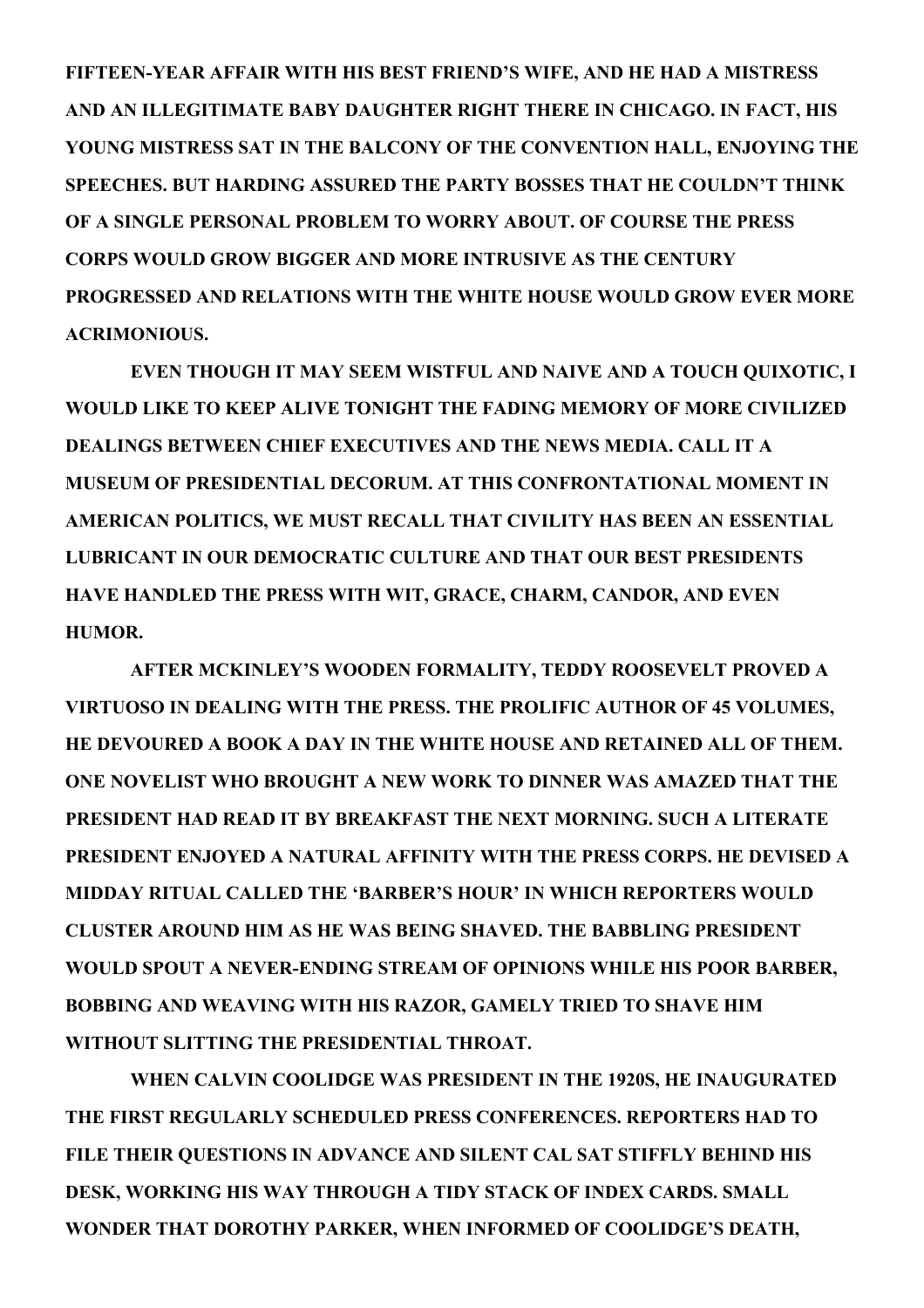**FIFTEEN-YEAR AFFAIR WITH HIS BEST FRIEND'S WIFE, AND HE HAD A MISTRESS AND AN ILLEGITIMATE BABY DAUGHTER RIGHT THERE IN CHICAGO. IN FACT, HIS YOUNG MISTRESS SAT IN THE BALCONY OF THE CONVENTION HALL, ENJOYING THE SPEECHES. BUT HARDING ASSURED THE PARTY BOSSES THAT HE COULDN'T THINK OF A SINGLE PERSONAL PROBLEM TO WORRY ABOUT. OF COURSE THE PRESS CORPS WOULD GROW BIGGER AND MORE INTRUSIVE AS THE CENTURY PROGRESSED AND RELATIONS WITH THE WHITE HOUSE WOULD GROW EVER MORE ACRIMONIOUS.**

**EVEN THOUGH IT MAY SEEM WISTFUL AND NAIVE AND A TOUCH QUIXOTIC, I WOULD LIKE TO KEEP ALIVE TONIGHT THE FADING MEMORY OF MORE CIVILIZED DEALINGS BETWEEN CHIEF EXECUTIVES AND THE NEWS MEDIA. CALL IT A MUSEUM OF PRESIDENTIAL DECORUM. AT THIS CONFRONTATIONAL MOMENT IN AMERICAN POLITICS, WE MUST RECALL THAT CIVILITY HAS BEEN AN ESSENTIAL LUBRICANT IN OUR DEMOCRATIC CULTURE AND THAT OUR BEST PRESIDENTS HAVE HANDLED THE PRESS WITH WIT, GRACE, CHARM, CANDOR, AND EVEN HUMOR.**

**AFTER MCKINLEY'S WOODEN FORMALITY, TEDDY ROOSEVELT PROVED A VIRTUOSO IN DEALING WITH THE PRESS. THE PROLIFIC AUTHOR OF 45 VOLUMES, HE DEVOURED A BOOK A DAY IN THE WHITE HOUSE AND RETAINED ALL OF THEM. ONE NOVELIST WHO BROUGHT A NEW WORK TO DINNER WAS AMAZED THAT THE PRESIDENT HAD READ IT BY BREAKFAST THE NEXT MORNING. SUCH A LITERATE PRESIDENT ENJOYED A NATURAL AFFINITY WITH THE PRESS CORPS. HE DEVISED A MIDDAY RITUAL CALLED THE 'BARBER'S HOUR' IN WHICH REPORTERS WOULD CLUSTER AROUND HIM AS HE WAS BEING SHAVED. THE BABBLING PRESIDENT WOULD SPOUT A NEVER-ENDING STREAM OF OPINIONS WHILE HIS POOR BARBER, BOBBING AND WEAVING WITH HIS RAZOR, GAMELY TRIED TO SHAVE HIM WITHOUT SLITTING THE PRESIDENTIAL THROAT.**

**WHEN CALVIN COOLIDGE WAS PRESIDENT IN THE 1920S, HE INAUGURATED THE FIRST REGULARLY SCHEDULED PRESS CONFERENCES. REPORTERS HAD TO FILE THEIR QUESTIONS IN ADVANCE AND SILENT CAL SAT STIFFLY BEHIND HIS DESK, WORKING HIS WAY THROUGH A TIDY STACK OF INDEX CARDS. SMALL WONDER THAT DOROTHY PARKER, WHEN INFORMED OF COOLIDGE'S DEATH,**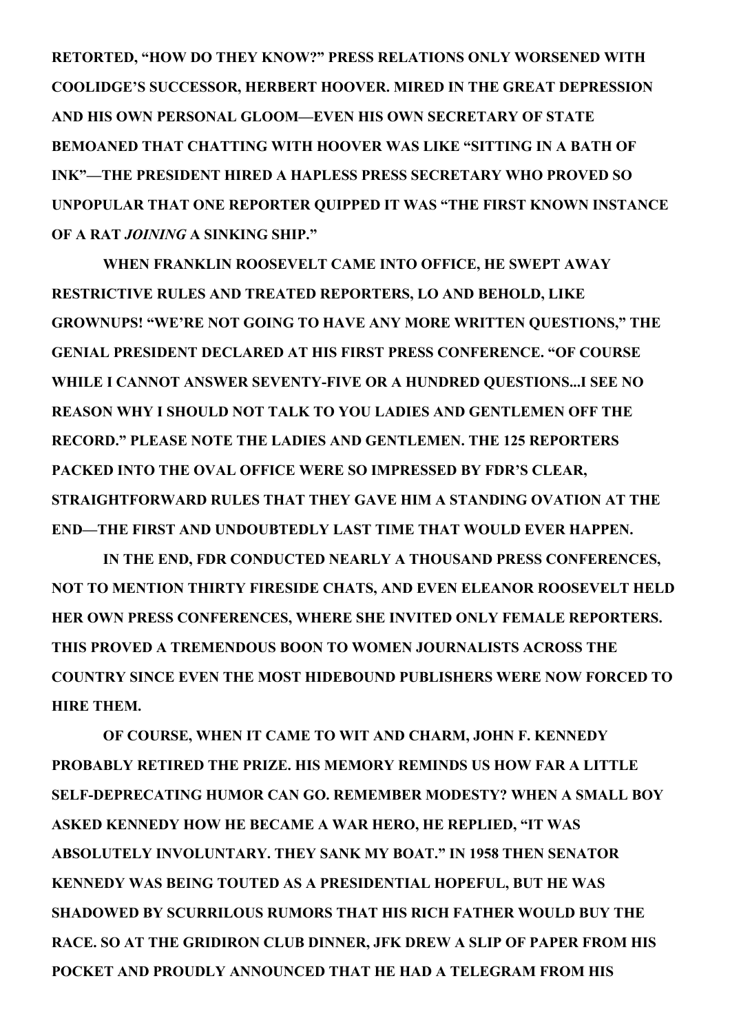RETORTED, "HOW DO THEY KNOW?" PRESS RELATIONS ONLY WORSENED WITH COOLIDGE'S SUCCESSOR, HERBERT HOOVER. MIRED IN THE GREAT DEPRESSION AND HIS OWN PERSONAL GLOOM—EVEN HIS OWN SECRETARY OF STATE BEMOANED THAT CHATTING WITH HOOVER WAS LIKE "SITTING IN A BATH OF INK"—THE PRESIDENT HIRED A HAPLESS PRESS SECRETARY WHO PROVED SO UNPOPULAR THAT ONE REPORTER QUIPPED IT WAS "THE FIRST KNOWN INSTANCE OF A RAT *JOINING* A SINKING SHIP."

WHEN FRANKLIN ROOSEVELT CAME INTO OFFICE, HE SWEPT AWAY RESTRICTIVE RULES AND TREATED REPORTERS, LO AND BEHOLD, LIKE GROWNUPS! "WE'RE NOT GOING TO HAVE ANY MORE WRITTEN QUESTIONS," THE GENIAL PRESIDENT DECLARED AT HIS FIRST PRESS CONFERENCE. "OF COURSE WHILE I CANNOT ANSWER SEVENTY-FIVE OR A HUNDRED QUESTIONS...I SEE NO REASON WHY I SHOULD NOT TALK TO YOU LADIES AND GENTLEMEN OFF THE RECORD." PLEASE NOTE THE LADIES AND GENTLEMEN. THE 125 REPORTERS PACKED INTO THE OVAL OFFICE WERE SO IMPRESSED BY FDR'S CLEAR, STRAIGHTFORWARD RULES THAT THEY GAVE HIM A STANDING OVATION AT THE END—THE FIRST AND UNDOUBTEDLY LAST TIME THAT WOULD EVER HAPPEN.

IN THE END, FDR CONDUCTED NEARLY A THOUSAND PRESS CONFERENCES, NOT TO MENTION THIRTY FIRESIDE CHATS, AND EVEN ELEANOR ROOSEVELT HELD HER OWN PRESS CONFERENCES, WHERE SHE INVITED ONLY FEMALE REPORTERS. THIS PROVED A TREMENDOUS BOON TO WOMEN JOURNALISTS ACROSS THE COUNTRY SINCE EVEN THE MOST HIDEBOUND PUBLISHERS WERE NOW FORCED TO HIRE THEM.

OF COURSE, WHEN IT CAME TO WIT AND CHARM, JOHN F. KENNEDY PROBABLY RETIRED THE PRIZE. HIS MEMORY REMINDS US HOW FAR A LITTLE SELF-DEPRECATING HUMOR CAN GO. REMEMBER MODESTY? WHEN A SMALL BOY ASKED KENNEDY HOW HE BECAME A WAR HERO, HE REPLIED, "IT WAS ABSOLUTELY INVOLUNTARY. THEY SANK MY BOAT." IN 1958 THEN SENATOR KENNEDY WAS BEING TOUTED AS A PRESIDENTIAL HOPEFUL, BUT HE WAS SHADOWED BY SCURRILOUS RUMORS THAT HIS RICH FATHER WOULD BUY THE RACE. SO AT THE GRIDIRON CLUB DINNER, JFK DREW A SLIP OF PAPER FROM HIS POCKET AND PROUDLY ANNOUNCED THAT HE HAD A TELEGRAM FROM HIS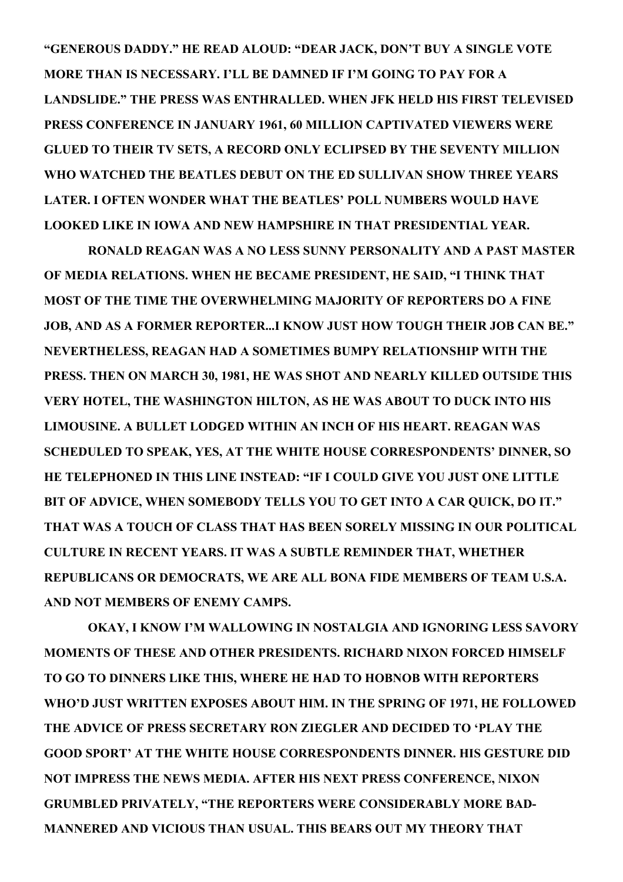"GENEROUS DADDY." HE READ ALOUD: "DEAR JACK, DON'T BUY A SINGLE VOTE MORE THAN IS NECESSARY. I'LL BE DAMNED IF I'M GOING TO PAY FOR A LANDSLIDE." THE PRESS WAS ENTHRALLED. WHEN JFK HELD HIS FIRST TELEVISED PRESS CONFERENCE IN JANUARY 1961, 60 MILLION CAPTIVATED VIEWERS WERE GLUED TO THEIR TV SETS, A RECORD ONLY ECLIPSED BY THE SEVENTY MILLION WHO WATCHED THE BEATLES DEBUT ON THE ED SULLIVAN SHOW THREE YEARS LATER. I OFTEN WONDER WHAT THE BEATLES' POLL NUMBERS WOULD HAVE LOOKED LIKE IN IOWA AND NEW HAMPSHIRE IN THAT PRESIDENTIAL YEAR.

RONALD REAGAN WAS A NO LESS SUNNY PERSONALITY AND A PAST MASTER OF MEDIA RELATIONS. WHEN HE BECAME PRESIDENT, HE SAID, "I THINK THAT MOST OF THE TIME THE OVERWHELMING MAJORITY OF REPORTERS DO A FINE JOB, AND AS A FORMER REPORTER...I KNOW JUST HOW TOUGH THEIR JOB CAN BE." NEVERTHELESS, REAGAN HAD A SOMETIMES BUMPY RELATIONSHIP WITH THE PRESS. THEN ON MARCH 30, 1981, HE WAS SHOT AND NEARLY KILLED OUTSIDE THIS VERY HOTEL, THE WASHINGTON HILTON, AS HE WAS ABOUT TO DUCK INTO HIS LIMOUSINE. A BULLET LODGED WITHIN AN INCH OF HIS HEART. REAGAN WAS SCHEDULED TO SPEAK, YES, AT THE WHITE HOUSE CORRESPONDENTS' DINNER, SO HE TELEPHONED IN THIS LINE INSTEAD: "IF I COULD GIVE YOU JUST ONE LITTLE BIT OF ADVICE, WHEN SOMEBODY TELLS YOU TO GET INTO A CAR QUICK, DO IT." THAT WAS A TOUCH OF CLASS THAT HAS BEEN SORELY MISSING IN OUR POLITICAL CULTURE IN RECENT YEARS. IT WAS A SUBTLE REMINDER THAT, WHETHER REPUBLICANS OR DEMOCRATS, WE ARE ALL BONA FIDE MEMBERS OF TEAM U.S.A. AND NOT MEMBERS OF ENEMY CAMPS.

OKAY, I KNOW I'M WALLOWING IN NOSTALGIA AND IGNORING LESS SAVORY MOMENTS OF THESE AND OTHER PRESIDENTS. RICHARD NIXON FORCED HIMSELF TO GO TO DINNERS LIKE THIS, WHERE HE HAD TO HOBNOB WITH REPORTERS WHO'D JUST WRITTEN EXPOSES ABOUT HIM. IN THE SPRING OF 1971, HE FOLLOWED THE ADVICE OF PRESS SECRETARY RON ZIEGLER AND DECIDED TO 'PLAY THE GOOD SPORT' AT THE WHITE HOUSE CORRESPONDENTS DINNER. HIS GESTURE DID NOT IMPRESS THE NEWS MEDIA. AFTER HIS NEXT PRESS CONFERENCE, NIXON GRUMBLED PRIVATELY, "THE REPORTERS WERE CONSIDERABLY MORE BAD-MANNERED AND VICIOUS THAN USUAL. THIS BEARS OUT MY THEORY THAT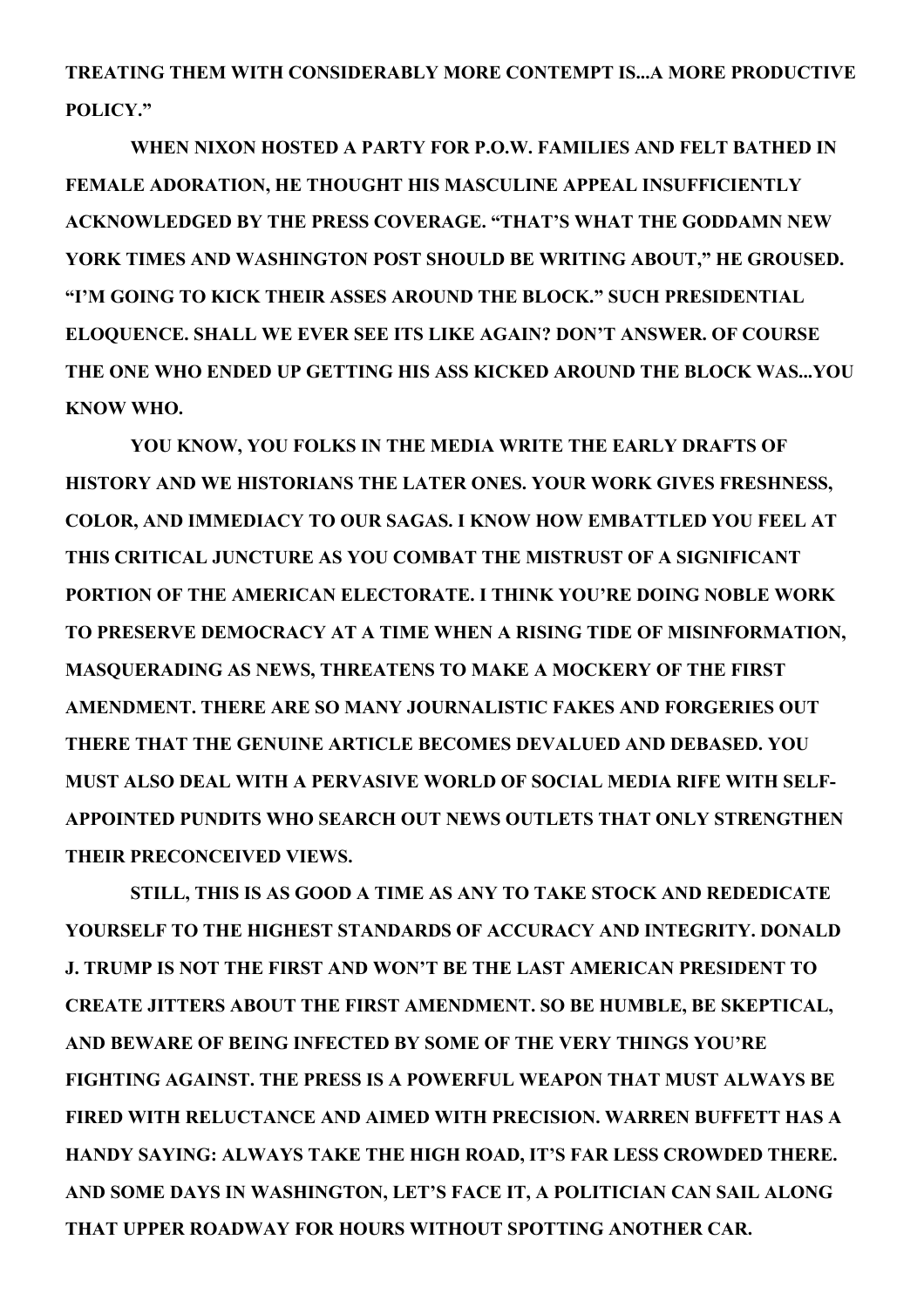**TREATING THEM WITH CONSIDERABLY MORE CONTEMPT IS...A MORE PRODUCTIVE POLICY."**

**WHEN NIXON HOSTED A PARTY FOR P.O.W. FAMILIES AND FELT BATHED IN FEMALE ADORATION, HE THOUGHT HIS MASCULINE APPEAL INSUFFICIENTLY ACKNOWLEDGED BY THE PRESS COVERAGE. "THAT'S WHAT THE GODDAMN NEW YORK TIMES AND WASHINGTON POST SHOULD BE WRITING ABOUT," HE GROUSED. "I'M GOING TO KICK THEIR ASSES AROUND THE BLOCK." SUCH PRESIDENTIAL ELOQUENCE. SHALL WE EVER SEE ITS LIKE AGAIN? DON'T ANSWER. OF COURSE THE ONE WHO ENDED UP GETTING HIS ASS KICKED AROUND THE BLOCK WAS...YOU KNOW WHO.**

**YOU KNOW, YOU FOLKS IN THE MEDIA WRITE THE EARLY DRAFTS OF HISTORY AND WE HISTORIANS THE LATER ONES. YOUR WORK GIVES FRESHNESS, COLOR, AND IMMEDIACY TO OUR SAGAS. I KNOW HOW EMBATTLED YOU FEEL AT THIS CRITICAL JUNCTURE AS YOU COMBAT THE MISTRUST OF A SIGNIFICANT PORTION OF THE AMERICAN ELECTORATE. I THINK YOU'RE DOING NOBLE WORK TO PRESERVE DEMOCRACY AT A TIME WHEN A RISING TIDE OF MISINFORMATION, MASQUERADING AS NEWS, THREATENS TO MAKE A MOCKERY OF THE FIRST AMENDMENT. THERE ARE SO MANY JOURNALISTIC FAKES AND FORGERIES OUT THERE THAT THE GENUINE ARTICLE BECOMES DEVALUED AND DEBASED. YOU MUST ALSO DEAL WITH A PERVASIVE WORLD OF SOCIAL MEDIA RIFE WITH SELF-APPOINTED PUNDITS WHO SEARCH OUT NEWS OUTLETS THAT ONLY STRENGTHEN THEIR PRECONCEIVED VIEWS.**

**STILL, THIS IS AS GOOD A TIME AS ANY TO TAKE STOCK AND REDEDICATE YOURSELF TO THE HIGHEST STANDARDS OF ACCURACY AND INTEGRITY. DONALD J. TRUMP IS NOT THE FIRST AND WON'T BE THE LAST AMERICAN PRESIDENT TO CREATE JITTERS ABOUT THE FIRST AMENDMENT. SO BE HUMBLE, BE SKEPTICAL, AND BEWARE OF BEING INFECTED BY SOME OF THE VERY THINGS YOU'RE FIGHTING AGAINST. THE PRESS IS A POWERFUL WEAPON THAT MUST ALWAYS BE FIRED WITH RELUCTANCE AND AIMED WITH PRECISION. WARREN BUFFETT HAS A HANDY SAYING: ALWAYS TAKE THE HIGH ROAD, IT'S FAR LESS CROWDED THERE. AND SOME DAYS IN WASHINGTON, LET'S FACE IT, A POLITICIAN CAN SAIL ALONG THAT UPPER ROADWAY FOR HOURS WITHOUT SPOTTING ANOTHER CAR.**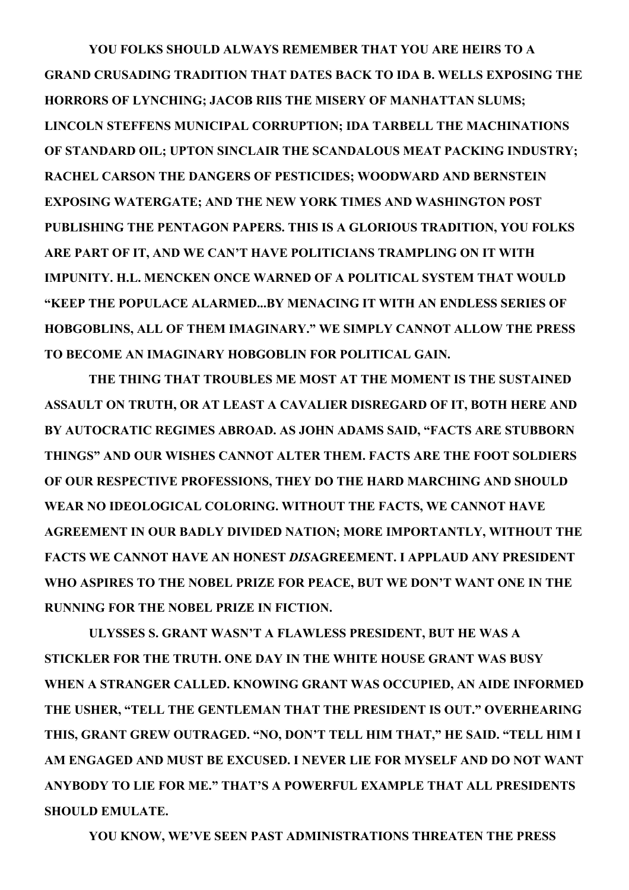YOU FOLKS SHOULD ALWAYS REMEMBER THAT YOU ARE HEIRS TO A GRAND CRUSADING TRADITION THAT DATES BACK TO IDA B. WELLS EXPOSING THE HORRORS OF LYNCHING; JACOB RIIS THE MISERY OF MANHATTAN SLUMS; LINCOLN STEFFENS MUNICIPAL CORRUPTION; IDA TARBELL THE MACHINATIONS OF STANDARD OIL; UPTON SINCLAIR THE SCANDALOUS MEAT PACKING INDUSTRY; RACHEL CARSON THE DANGERS OF PESTICIDES; WOODWARD AND BERNSTEIN EXPOSING WATERGATE; AND THE NEW YORK TIMES AND WASHINGTON POST PUBLISHING THE PENTAGON PAPERS. THIS IS A GLORIOUS TRADITION, YOU FOLKS ARE PART OF IT, AND WE CAN'T HAVE POLITICIANS TRAMPLING ON IT WITH IMPUNITY. H.L. MENCKEN ONCE WARNED OF A POLITICAL SYSTEM THAT WOULD "KEEP THE POPULACE ALARMED...BY MENACING IT WITH AN ENDLESS SERIES OF HOBGOBLINS, ALL OF THEM IMAGINARY." WE SIMPLY CANNOT ALLOW THE PRESS TO BECOME AN IMAGINARY HOBGOBLIN FOR POLITICAL GAIN.

THE THING THAT TROUBLES ME MOST AT THE MOMENT IS THE SUSTAINED ASSAULT ON TRUTH, OR AT LEAST A CAVALIER DISREGARD OF IT, BOTH HERE AND BY AUTOCRATIC REGIMES ABROAD. AS JOHN ADAMS SAID, "FACTS ARE STUBBORN THINGS" AND OUR WISHES CANNOT ALTER THEM. FACTS ARE THE FOOT SOLDIERS OF OUR RESPECTIVE PROFESSIONS, THEY DO THE HARD MARCHING AND SHOULD WEAR NO IDEOLOGICAL COLORING. WITHOUT THE FACTS, WE CANNOT HAVE AGREEMENT IN OUR BADLY DIVIDED NATION; MORE IMPORTANTLY, WITHOUT THE FACTS WE CANNOT HAVE AN HONEST *DIS*AGREEMENT. I APPLAUD ANY PRESIDENT WHO ASPIRES TO THE NOBEL PRIZE FOR PEACE, BUT WE DON'T WANT ONE IN THE RUNNING FOR THE NOBEL PRIZE IN FICTION.

ULYSSES S. GRANT WASN'T A FLAWLESS PRESIDENT, BUT HE WAS A STICKLER FOR THE TRUTH. ONE DAY IN THE WHITE HOUSE GRANT WAS BUSY WHEN A STRANGER CALLED. KNOWING GRANT WAS OCCUPIED, AN AIDE INFORMED THE USHER, "TELL THE GENTLEMAN THAT THE PRESIDENT IS OUT." OVERHEARING THIS, GRANT GREW OUTRAGED. "NO, DON'T TELL HIM THAT," HE SAID. "TELL HIM I AM ENGAGED AND MUST BE EXCUSED. I NEVER LIE FOR MYSELF AND DO NOT WANT ANYBODY TO LIE FOR ME." THAT'S A POWERFUL EXAMPLE THAT ALL PRESIDENTS SHOULD EMULATE.

YOU KNOW, WE'VE SEEN PAST ADMINISTRATIONS THREATEN THE PRESS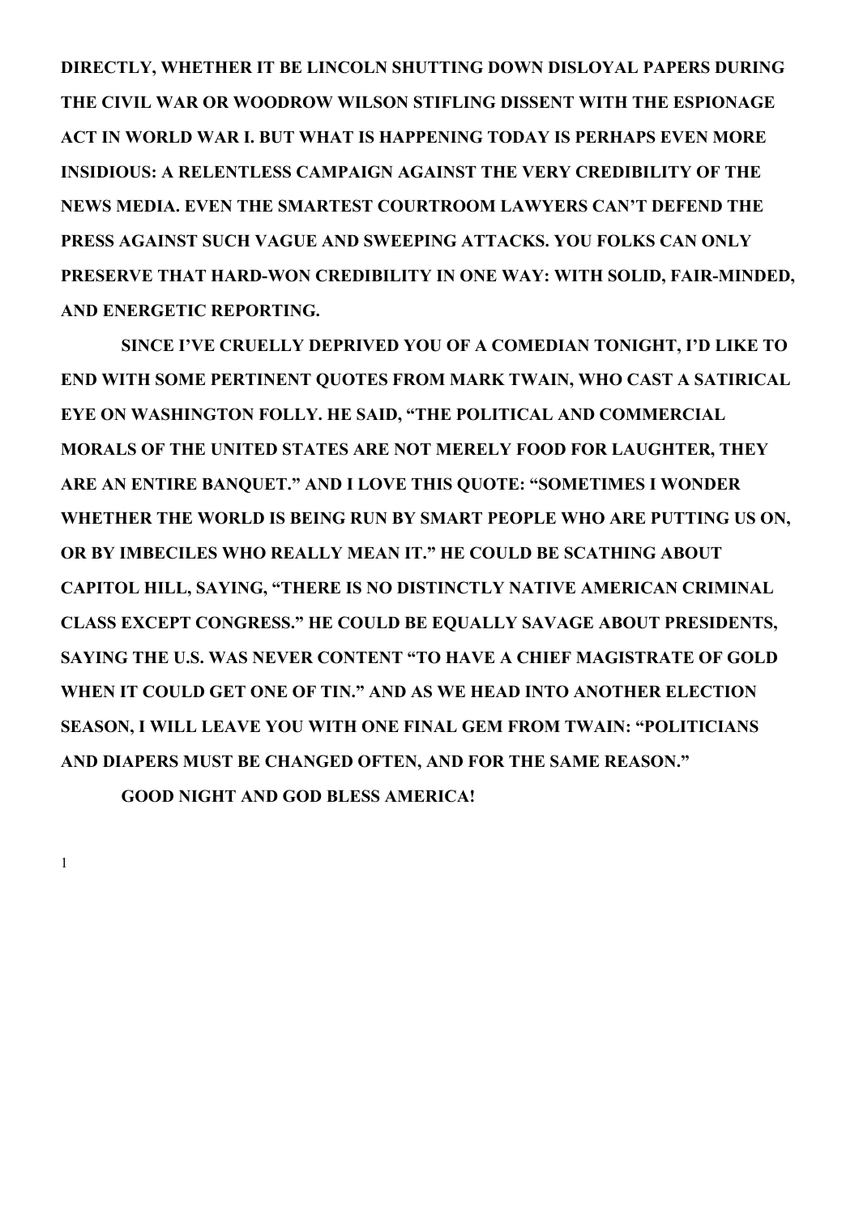**DIRECTLY, WHETHER IT BE LINCOLN SHUTTING DOWN DISLOYAL PAPERS DURING THE CIVIL WAR OR WOODROW WILSON STIFLING DISSENT WITH THE ESPIONAGE ACT IN WORLD WAR I. BUT WHAT IS HAPPENING TODAY IS PERHAPS EVEN MORE INSIDIOUS: A RELENTLESS CAMPAIGN AGAINST THE VERY CREDIBILITY OF THE NEWS MEDIA. EVEN THE SMARTEST COURTROOM LAWYERS CAN'T DEFEND THE PRESS AGAINST SUCH VAGUE AND SWEEPING ATTACKS. YOU FOLKS CAN ONLY PRESERVE THAT HARD-WON CREDIBILITY IN ONE WAY: WITH SOLID, FAIR-MINDED, AND ENERGETIC REPORTING.**

**SINCE I'VE CRUELLY DEPRIVED YOU OF A COMEDIAN TONIGHT, I'D LIKE TO END WITH SOME PERTINENT QUOTES FROM MARK TWAIN, WHO CAST A SATIRICAL EYE ON WASHINGTON FOLLY. HE SAID, "THE POLITICAL AND COMMERCIAL MORALS OF THE UNITED STATES ARE NOT MERELY FOOD FOR LAUGHTER, THEY ARE AN ENTIRE BANQUET." AND I LOVE THIS QUOTE: "SOMETIMES I WONDER WHETHER THE WORLD IS BEING RUN BY SMART PEOPLE WHO ARE PUTTING US ON, OR BY IMBECILES WHO REALLY MEAN IT." HE COULD BE SCATHING ABOUT CAPITOL HILL, SAYING, "THERE IS NO DISTINCTLY NATIVE AMERICAN CRIMINAL CLASS EXCEPT CONGRESS." HE COULD BE EQUALLY SAVAGE ABOUT PRESIDENTS, SAYING THE U.S. WAS NEVER CONTENT "TO HAVE A CHIEF MAGISTRATE OF GOLD WHEN IT COULD GET ONE OF TIN." AND AS WE HEAD INTO ANOTHER ELECTION SEASON, I WILL LEAVE YOU WITH ONE FINAL GEM FROM TWAIN: "POLITICIANS AND DIAPERS MUST BE CHANGED OFTEN, AND FOR THE SAME REASON."**

**GOOD NIGHT AND GOD BLESS AMERICA!**

1